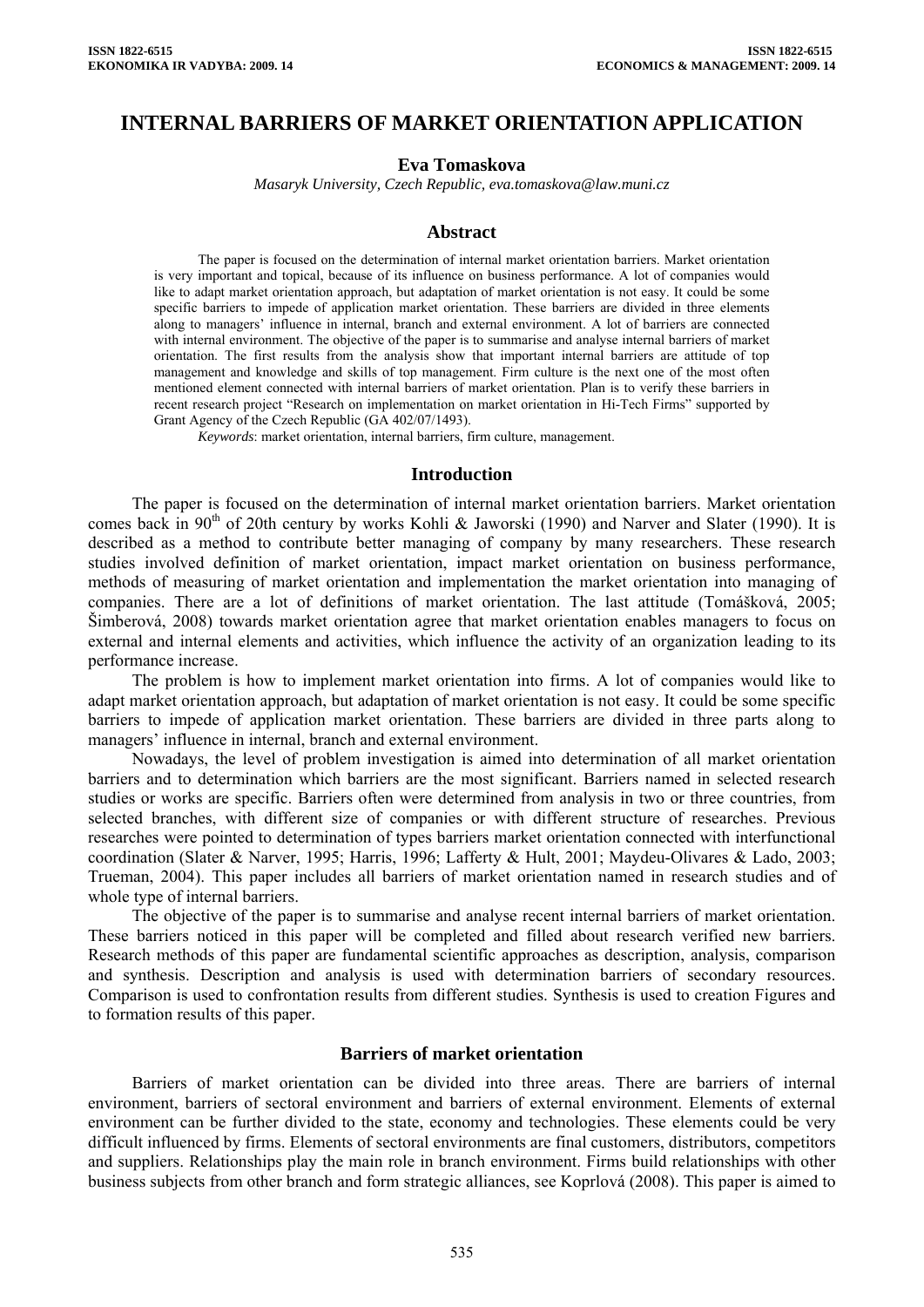# INTERNAL BARRIERS OF MARKET ORIENTATION APPLICATION

**Eva Tomaskova**

*Masaryk University, Czech Republic, eva.tomaskova@law.muni.cz*

## Abstract

The paper is focused on the determination of internal market orientation barriers. Market orientation is very important and topical, because of its influence on business performance. A lot of companies would like to adapt market orientation approach, but adaptation of market orientation is not easy. It could be some specific barriers to impede of application market orientation. These barriers are divided in three elements along to managers' influence in internal, branch and external environment. A lot of barriers are connected with internal environment. The objective of the paper is to summarise and analyse internal barriers of market orientation. The first results from the analysis show that important internal barriers are attitude of top management and knowledge and skills of top management. Firm culture is the next one of the most often mentioned element connected with internal barriers of market orientation. Plan is to verify these barriers in recent research project "Research on implementation on market orientation in Hi-Tech Firms" supported by Grant Agency of the Czech Republic (GA 402/07/1493).

*Keywords*: market orientation, internal barriers, firm culture, management.

## Introduction

The paper is focused on the determination of internal market orientation barriers. Market orientation comes back in 90[th] of 20th century by works Kohli & Jaworski (1990) and Narver and Slater (1990). It is described as a method to contribute better managing of company by many researchers. These research studies involved definition of market orientation, impact market orientation on business performance, methods of measuring of market orientation and implementation the market orientation into managing of companies. There are a lot of definitions of market orientation. The last attitude (Tomášková, 2005; Šimberová, 2008) towards market orientation agree that market orientation enables managers to focus on external and internal elements and activities, which influence the activity of an organization leading to its performance increase.

The problem is how to implement market orientation into firms. A lot of companies would like to adapt market orientation approach, but adaptation of market orientation is not easy. It could be some specific barriers to impede of application market orientation. These barriers are divided in three parts along to managers' influence in internal, branch and external environment.

Nowadays, the level of problem investigation is aimed into determination of all market orientation barriers and to determination which barriers are the most significant. Barriers named in selected research studies or works are specific. Barriers often were determined from analysis in two or three countries, from selected branches, with different size of companies or with different structure of researches. Previous researches were pointed to determination of types barriers market orientation connected with interfunctional coordination (Slater & Narver, 1995; Harris, 1996; Lafferty & Hult, 2001; Maydeu-Olivares & Lado, 2003; Trueman, 2004). This paper includes all barriers of market orientation named in research studies and of whole type of internal barriers.

The objective of the paper is to summarise and analyse recent internal barriers of market orientation. These barriers noticed in this paper will be completed and filled about research verified new barriers. Research methods of this paper are fundamental scientific approaches as description, analysis, comparison and synthesis. Description and analysis is used with determination barriers of secondary resources. Comparison is used to confrontation results from different studies. Synthesis is used to creation Figures and to formation results of this paper.

## Barriers of market orientation

Barriers of market orientation can be divided into three areas. There are barriers of internal environment, barriers of sectoral environment and barriers of external environment. Elements of external environment can be further divided to the state, economy and technologies. These elements could be very difficult influenced by firms. Elements of sectoral environments are final customers, distributors, competitors and suppliers. Relationships play the main role in branch environment. Firms build relationships with other business subjects from other branch and form strategic alliances, see Koprlová (2008). This paper is aimed to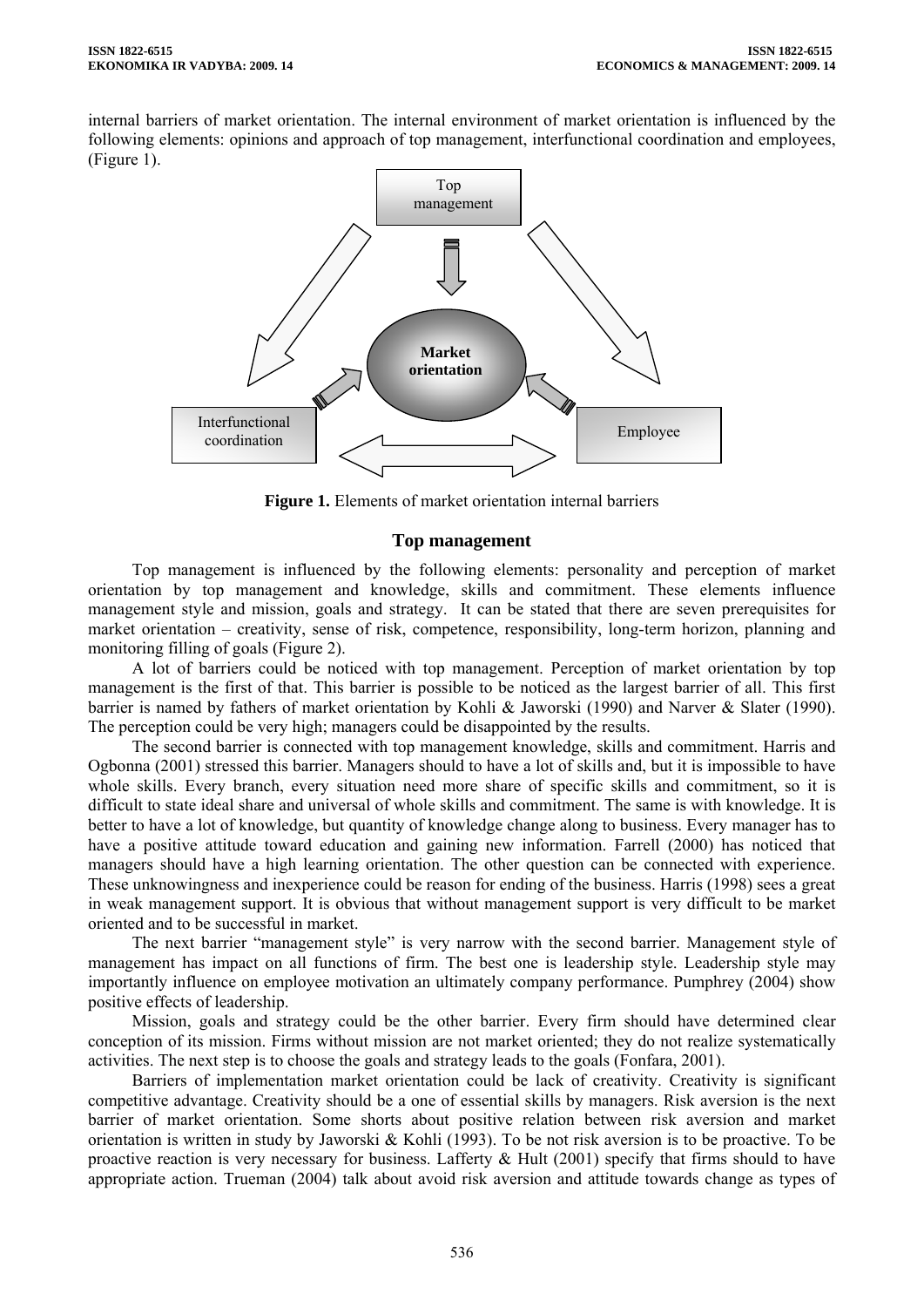internal barriers of market orientation. The internal environment of market orientation is influenced by the following elements: opinions and approach of top management, interfunctional coordination and employees, (Figure 1).

**Figure 1.** Elements of market orientation internal barriers

## Top management

Top management is influenced by the following elements: personality and perception of market orientation by top management and knowledge, skills and commitment. These elements influence management style and mission, goals and strategy. It can be stated that there are seven prerequisites for market orientation – creativity, sense of risk, competence, responsibility, long-term horizon, planning and monitoring filling of goals (Figure 2).

A lot of barriers could be noticed with top management. Perception of market orientation by top management is the first of that. This barrier is possible to be noticed as the largest barrier of all. This first barrier is named by fathers of market orientation by Kohli & Jaworski (1990) and Narver & Slater (1990). The perception could be very high; managers could be disappointed by the results.

The second barrier is connected with top management knowledge, skills and commitment. Harris and Ogbonna (2001) stressed this barrier. Managers should to have a lot of skills and, but it is impossible to have whole skills. Every branch, every situation need more share of specific skills and commitment, so it is difficult to state ideal share and universal of whole skills and commitment. The same is with knowledge. It is better to have a lot of knowledge, but quantity of knowledge change along to business. Every manager has to have a positive attitude toward education and gaining new information. Farrell (2000) has noticed that managers should have a high learning orientation. The other question can be connected with experience. These unknowingness and inexperience could be reason for ending of the business. Harris (1998) sees a great in weak management support. It is obvious that without management support is very difficult to be market oriented and to be successful in market.

The next barrier "management style" is very narrow with the second barrier. Management style of management has impact on all functions of firm. The best one is leadership style. Leadership style may importantly influence on employee motivation an ultimately company performance. Pumphrey (2004) show positive effects of leadership.

Mission, goals and strategy could be the other barrier. Every firm should have determined clear conception of its mission. Firms without mission are not market oriented; they do not realize systematically activities. The next step is to choose the goals and strategy leads to the goals (Fonfara, 2001).

Barriers of implementation market orientation could be lack of creativity. Creativity is significant competitive advantage. Creativity should be a one of essential skills by managers. Risk aversion is the next barrier of market orientation. Some shorts about positive relation between risk aversion and market orientation is written in study by Jaworski & Kohli (1993). To be not risk aversion is to be proactive. To be proactive reaction is very necessary for business. Lafferty & Hult (2001) specify that firms should to have appropriate action. Trueman (2004) talk about avoid risk aversion and attitude towards change as types of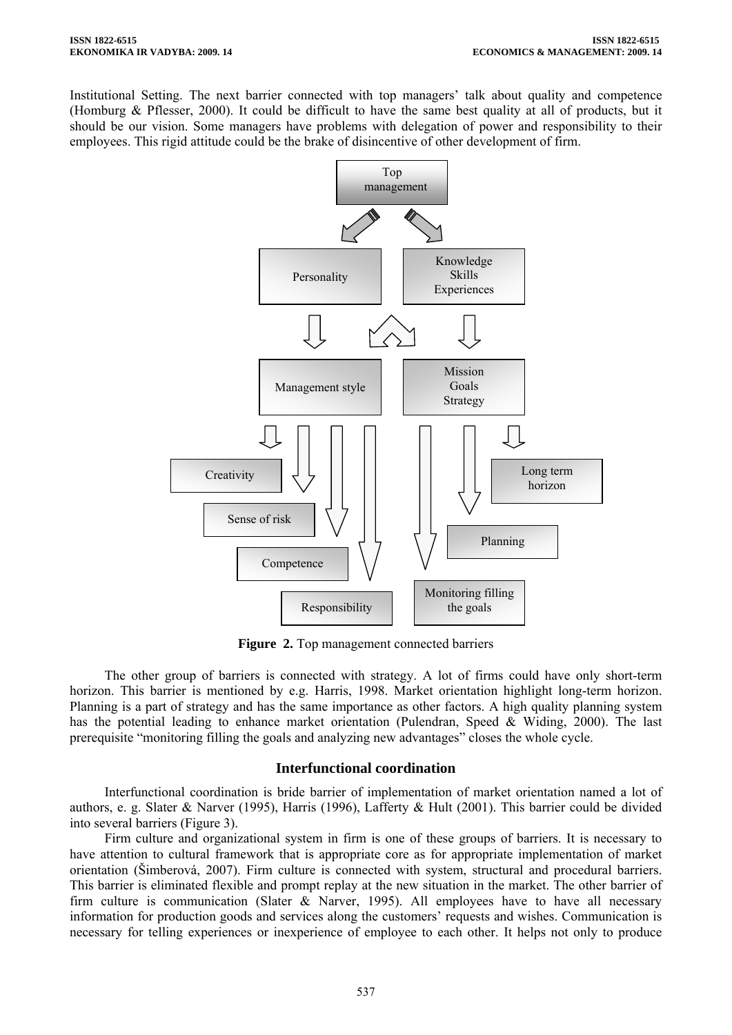Institutional Setting. The next barrier connected with top managers' talk about quality and competence (Homburg & Pflesser, 2000). It could be difficult to have the same best quality at all of products, but it should be our vision. Some managers have problems with delegation of power and responsibility to their employees. This rigid attitude could be the brake of disincentive of other development of firm.

**Figure 2.** Top management connected barriers

The other group of barriers is connected with strategy. A lot of firms could have only short-term horizon. This barrier is mentioned by e.g. Harris, 1998. Market orientation highlight long-term horizon. Planning is a part of strategy and has the same importance as other factors. A high quality planning system has the potential leading to enhance market orientation (Pulendran, Speed & Widing, 2000). The last prerequisite "monitoring filling the goals and analyzing new advantages" closes the whole cycle.

## Interfunctional coordination

Interfunctional coordination is bride barrier of implementation of market orientation named a lot of authors, e. g. Slater & Narver (1995), Harris (1996), Lafferty & Hult (2001). This barrier could be divided into several barriers (Figure 3).

Firm culture and organizational system in firm is one of these groups of barriers. It is necessary to have attention to cultural framework that is appropriate core as for appropriate implementation of market orientation (Šimberová, 2007). Firm culture is connected with system, structural and procedural barriers. This barrier is eliminated flexible and prompt replay at the new situation in the market. The other barrier of firm culture is communication (Slater & Narver, 1995). All employees have to have all necessary information for production goods and services along the customers' requests and wishes. Communication is necessary for telling experiences or inexperience of employee to each other. It helps not only to produce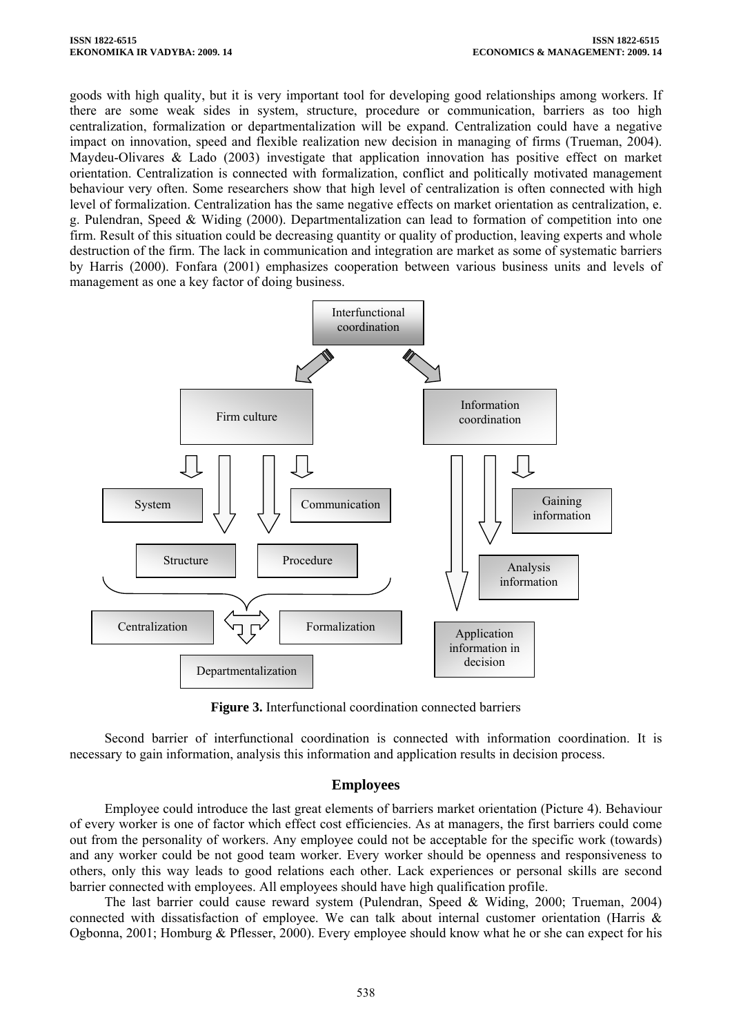goods with high quality, but it is very important tool for developing good relationships among workers. If there are some weak sides in system, structure, procedure or communication, barriers as too high centralization, formalization or departmentalization will be expand. Centralization could have a negative impact on innovation, speed and flexible realization new decision in managing of firms (Trueman, 2004). Maydeu-Olivares & Lado (2003) investigate that application innovation has positive effect on market orientation. Centralization is connected with formalization, conflict and politically motivated management behaviour very often. Some researchers show that high level of centralization is often connected with high level of formalization. Centralization has the same negative effects on market orientation as centralization, e. g. Pulendran, Speed & Widing (2000). Departmentalization can lead to formation of competition into one firm. Result of this situation could be decreasing quantity or quality of production, leaving experts and whole destruction of the firm. The lack in communication and integration are market as some of systematic barriers by Harris (2000). Fonfara (2001) emphasizes cooperation between various business units and levels of management as one a key factor of doing business.

Interfunctional coordination

Firm culture

Information coordination

System

Communication

Structure

Procedure

Gaining information

Analysis information

Application information in decision

Centralization

Formalization

Departmentalization

**Figure 3.** Interfunctional coordination connected barriers

Second barrier of interfunctional coordination is connected with information coordination. It is necessary to gain information, analysis this information and application results in decision process.

## Employees

Employee could introduce the last great elements of barriers market orientation (Picture 4). Behaviour of every worker is one of factor which effect cost efficiencies. As at managers, the first barriers could come out from the personality of workers. Any employee could not be acceptable for the specific work (towards) and any worker could be not good team worker. Every worker should be openness and responsiveness to others, only this way leads to good relations each other. Lack experiences or personal skills are second barrier connected with employees. All employees should have high qualification profile.

The last barrier could cause reward system (Pulendran, Speed & Widing, 2000; Trueman, 2004) connected with dissatisfaction of employee. We can talk about internal customer orientation (Harris & Ogbonna, 2001; Homburg & Pflesser, 2000). Every employee should know what he or she can expect for his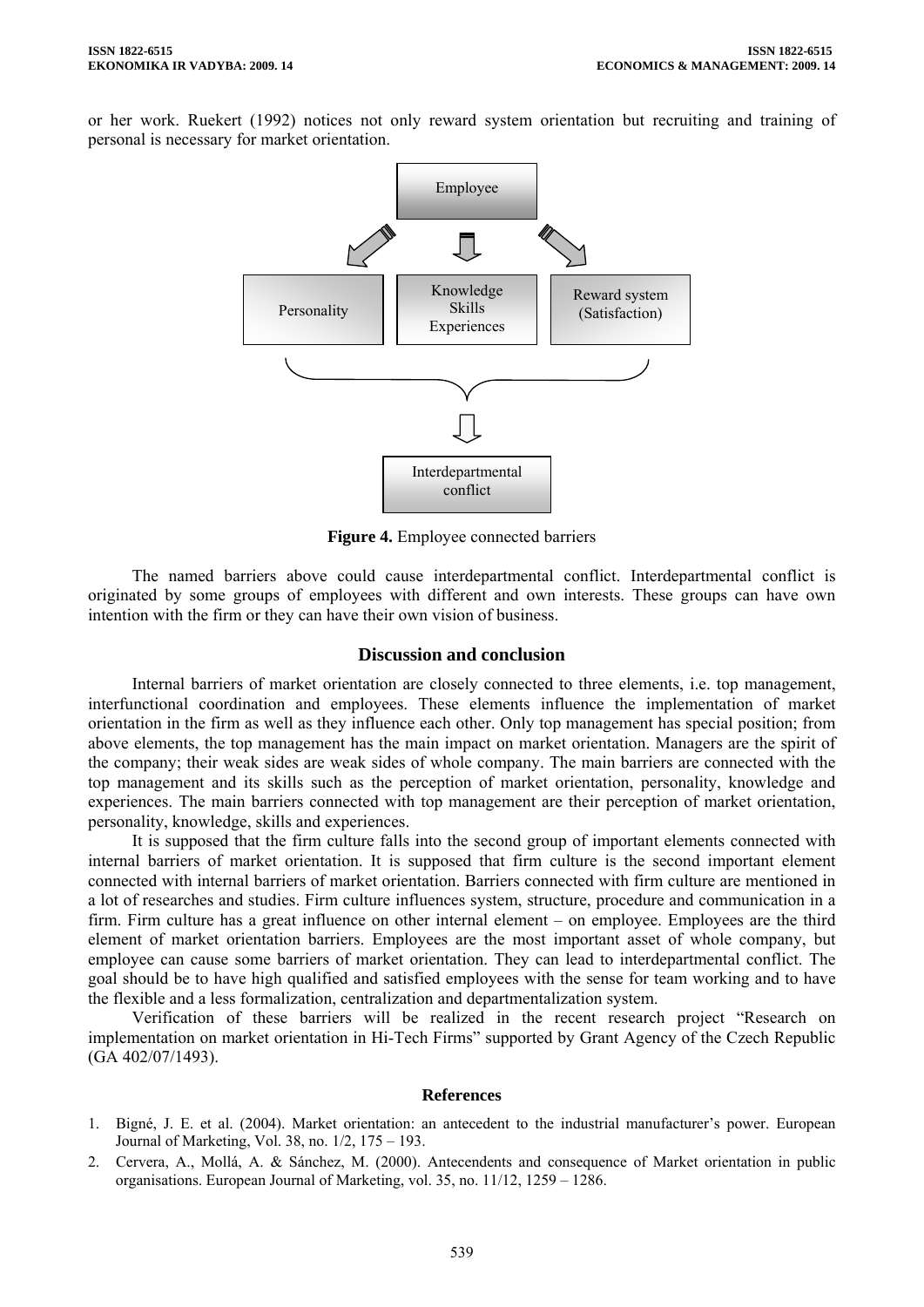or her work. Ruekert (1992) notices not only reward system orientation but recruiting and training of personal is necessary for market orientation.

Employee

Personality

Knowledge
Skills
Experiences

Reward system
(Satisfaction)

Interdepartmental
conflict

**Figure 4.** Employee connected barriers

The named barriers above could cause interdepartmental conflict. Interdepartmental conflict is originated by some groups of employees with different and own interests. These groups can have own intention with the firm or they can have their own vision of business.

## Discussion and conclusion

Internal barriers of market orientation are closely connected to three elements, i.e. top management, interfunctional coordination and employees. These elements influence the implementation of market orientation in the firm as well as they influence each other. Only top management has special position; from above elements, the top management has the main impact on market orientation. Managers are the spirit of the company; their weak sides are weak sides of whole company. The main barriers are connected with the top management and its skills such as the perception of market orientation, personality, knowledge and experiences. The main barriers connected with top management are their perception of market orientation, personality, knowledge, skills and experiences.

It is supposed that the firm culture falls into the second group of important elements connected with internal barriers of market orientation. It is supposed that firm culture is the second important element connected with internal barriers of market orientation. Barriers connected with firm culture are mentioned in a lot of researches and studies. Firm culture influences system, structure, procedure and communication in a firm. Firm culture has a great influence on other internal element – on employee. Employees are the third element of market orientation barriers. Employees are the most important asset of whole company, but employee can cause some barriers of market orientation. They can lead to interdepartmental conflict. The goal should be to have high qualified and satisfied employees with the sense for team working and to have the flexible and a less formalization, centralization and departmentalization system.

Verification of these barriers will be realized in the recent research project "Research on implementation on market orientation in Hi-Tech Firms" supported by Grant Agency of the Czech Republic (GA 402/07/1493).

## References

1. Bigné, J. E. et al. (2004). Market orientation: an antecedent to the industrial manufacturer's power. European Journal of Marketing, Vol. 38, no. 1/2, 175 – 193.
2. Cervera, A., Mollá, A. & Sánchez, M. (2000). Antecendents and consequence of Market orientation in public organisations. European Journal of Marketing, vol. 35, no. 11/12, 1259 – 1286.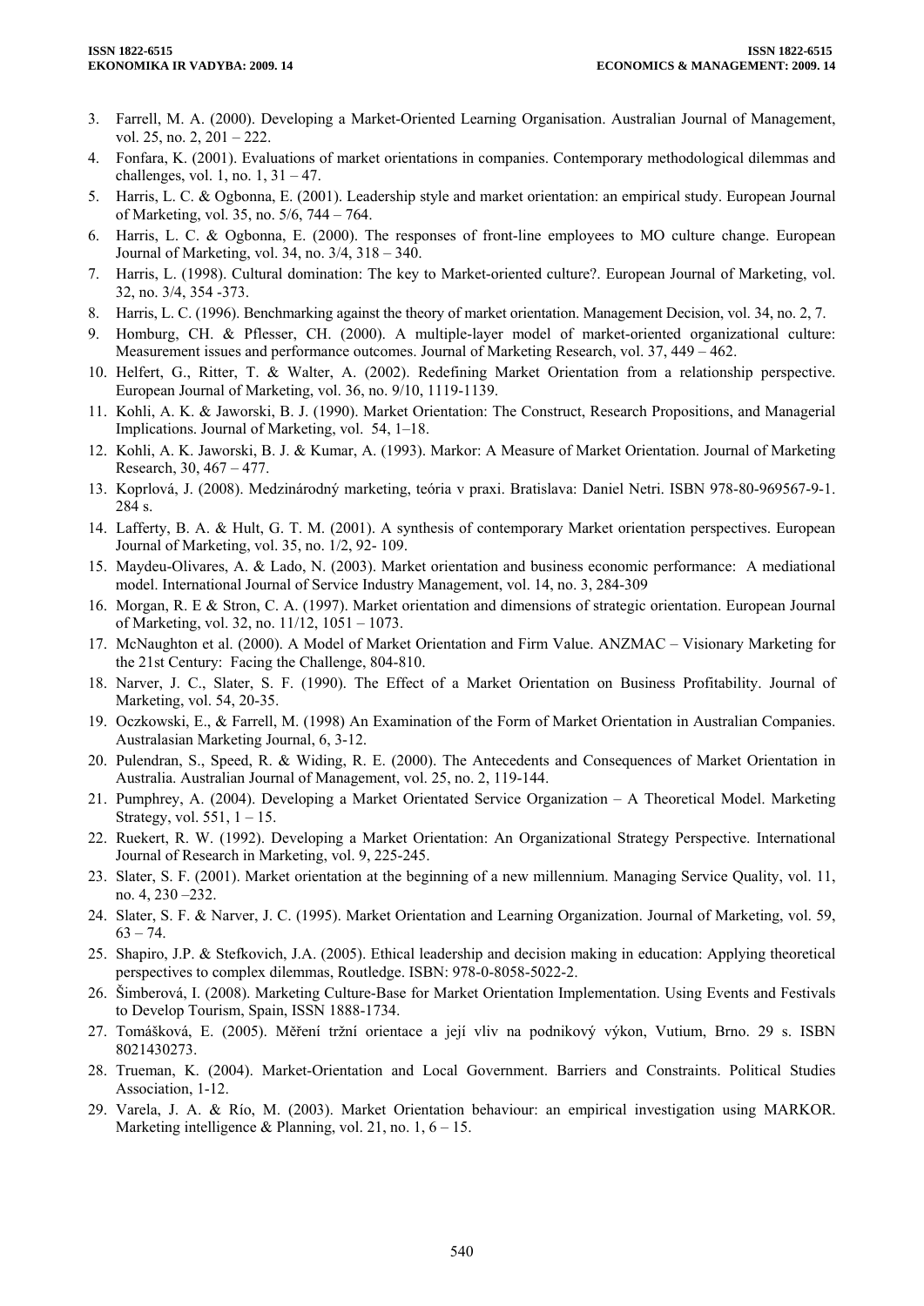3. Farrell, M. A. (2000). Developing a Market-Oriented Learning Organisation. Australian Journal of Management, vol. 25, no. 2, 201 – 222.
4. Fonfara, K. (2001). Evaluations of market orientations in companies. Contemporary methodological dilemmas and challenges, vol. 1, no. 1, 31 – 47.
5. Harris, L. C. & Ogbonna, E. (2001). Leadership style and market orientation: an empirical study. European Journal of Marketing, vol. 35, no. 5/6, 744 – 764.
6. Harris, L. C. & Ogbonna, E. (2000). The responses of front-line employees to MO culture change. European Journal of Marketing, vol. 34, no. 3/4, 318 – 340.
7. Harris, L. (1998). Cultural domination: The key to Market-oriented culture?. European Journal of Marketing, vol. 32, no. 3/4, 354 -373.
8. Harris, L. C. (1996). Benchmarking against the theory of market orientation. Management Decision, vol. 34, no. 2, 7.
9. Homburg, CH. & Pflesser, CH. (2000). A multiple-layer model of market-oriented organizational culture: Measurement issues and performance outcomes. Journal of Marketing Research, vol. 37, 449 – 462.
10. Helfert, G., Ritter, T. & Walter, A. (2002). Redefining Market Orientation from a relationship perspective. European Journal of Marketing, vol. 36, no. 9/10, 1119-1139.
11. Kohli, A. K. & Jaworski, B. J. (1990). Market Orientation: The Construct, Research Propositions, and Managerial Implications. Journal of Marketing, vol. 54, 1–18.
12. Kohli, A. K. Jaworski, B. J. & Kumar, A. (1993). Markor: A Measure of Market Orientation. Journal of Marketing Research, 30, 467 – 477.
13. Koprlová, J. (2008). Medzinárodný marketing, teória v praxi. Bratislava: Daniel Netri. ISBN 978-80-969567-9-1. 284 s.
14. Lafferty, B. A. & Hult, G. T. M. (2001). A synthesis of contemporary Market orientation perspectives. European Journal of Marketing, vol. 35, no. 1/2, 92- 109.
15. Maydeu-Olivares, A. & Lado, N. (2003). Market orientation and business economic performance: A mediational model. International Journal of Service Industry Management, vol. 14, no. 3, 284-309
16. Morgan, R. E & Stron, C. A. (1997). Market orientation and dimensions of strategic orientation. European Journal of Marketing, vol. 32, no. 11/12, 1051 – 1073.
17. McNaughton et al. (2000). A Model of Market Orientation and Firm Value. ANZMAC – Visionary Marketing for the 21st Century: Facing the Challenge, 804-810.
18. Narver, J. C., Slater, S. F. (1990). The Effect of a Market Orientation on Business Profitability. Journal of Marketing, vol. 54, 20-35.
19. Oczkowski, E., & Farrell, M. (1998) An Examination of the Form of Market Orientation in Australian Companies. Australasian Marketing Journal, 6, 3-12.
20. Pulendran, S., Speed, R. & Widing, R. E. (2000). The Antecedents and Consequences of Market Orientation in Australia. Australian Journal of Management, vol. 25, no. 2, 119-144.
21. Pumphrey, A. (2004). Developing a Market Orientated Service Organization – A Theoretical Model. Marketing Strategy, vol. 551, 1 – 15.
22. Ruekert, R. W. (1992). Developing a Market Orientation: An Organizational Strategy Perspective. International Journal of Research in Marketing, vol. 9, 225-245.
23. Slater, S. F. (2001). Market orientation at the beginning of a new millennium. Managing Service Quality, vol. 11, no. 4, 230 –232.
24. Slater, S. F. & Narver, J. C. (1995). Market Orientation and Learning Organization. Journal of Marketing, vol. 59, 63 – 74.
25. Shapiro, J.P. & Stefkovich, J.A. (2005). Ethical leadership and decision making in education: Applying theoretical perspectives to complex dilemmas, Routledge. ISBN: 978-0-8058-5022-2.
26. Šimberová, I. (2008). Marketing Culture-Base for Market Orientation Implementation. Using Events and Festivals to Develop Tourism, Spain, ISSN 1888-1734.
27. Tomášková, E. (2005). Měření tržní orientace a její vliv na podnikový výkon, Vutium, Brno. 29 s. ISBN 8021430273.
28. Trueman, K. (2004). Market-Orientation and Local Government. Barriers and Constraints. Political Studies Association, 1-12.
29. Varela, J. A. & Río, M. (2003). Market Orientation behaviour: an empirical investigation using MARKOR. Marketing intelligence & Planning, vol. 21, no. 1, 6 – 15.